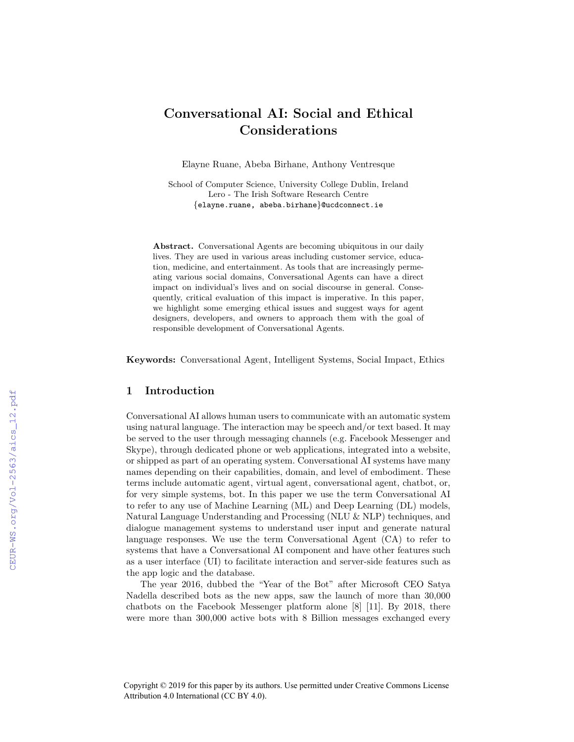# Conversational AI: Social and Ethical Considerations

Elayne Ruane, Abeba Birhane, Anthony Ventresque

School of Computer Science, University College Dublin, Ireland
Lero - The Irish Software Research Centre
{elayne.ruane, abeba.birhane}@ucdconnect.ie

**Abstract.** Conversational Agents are becoming ubiquitous in our daily lives. They are used in various areas including customer service, education, medicine, and entertainment. As tools that are increasingly permeating various social domains, Conversational Agents can have a direct impact on individual's lives and on social discourse in general. Consequently, critical evaluation of this impact is imperative. In this paper, we highlight some emerging ethical issues and suggest ways for agent designers, developers, and owners to approach them with the goal of responsible development of Conversational Agents.

**Keywords:** Conversational Agent, Intelligent Systems, Social Impact, Ethics

## 1 Introduction

Conversational AI allows human users to communicate with an automatic system using natural language. The interaction may be speech and/or text based. It may be served to the user through messaging channels (e.g. Facebook Messenger and Skype), through dedicated phone or web applications, integrated into a website, or shipped as part of an operating system. Conversational AI systems have many names depending on their capabilities, domain, and level of embodiment. These terms include automatic agent, virtual agent, conversational agent, chatbot, or, for very simple systems, bot. In this paper we use the term Conversational AI to refer to any use of Machine Learning (ML) and Deep Learning (DL) models, Natural Language Understanding and Processing (NLU & NLP) techniques, and dialogue management systems to understand user input and generate natural language responses. We use the term Conversational Agent (CA) to refer to systems that have a Conversational AI component and have other features such as a user interface (UI) to facilitate interaction and server-side features such as the app logic and the database.

The year 2016, dubbed the "Year of the Bot" after Microsoft CEO Satya Nadella described bots as the new apps, saw the launch of more than 30,000 chatbots on the Facebook Messenger platform alone [8] [11]. By 2018, there were more than 300,000 active bots with 8 Billion messages exchanged every

Copyright © 2019 for this paper by its authors. Use permitted under Creative Commons License Attribution 4.0 International (CC BY 4.0).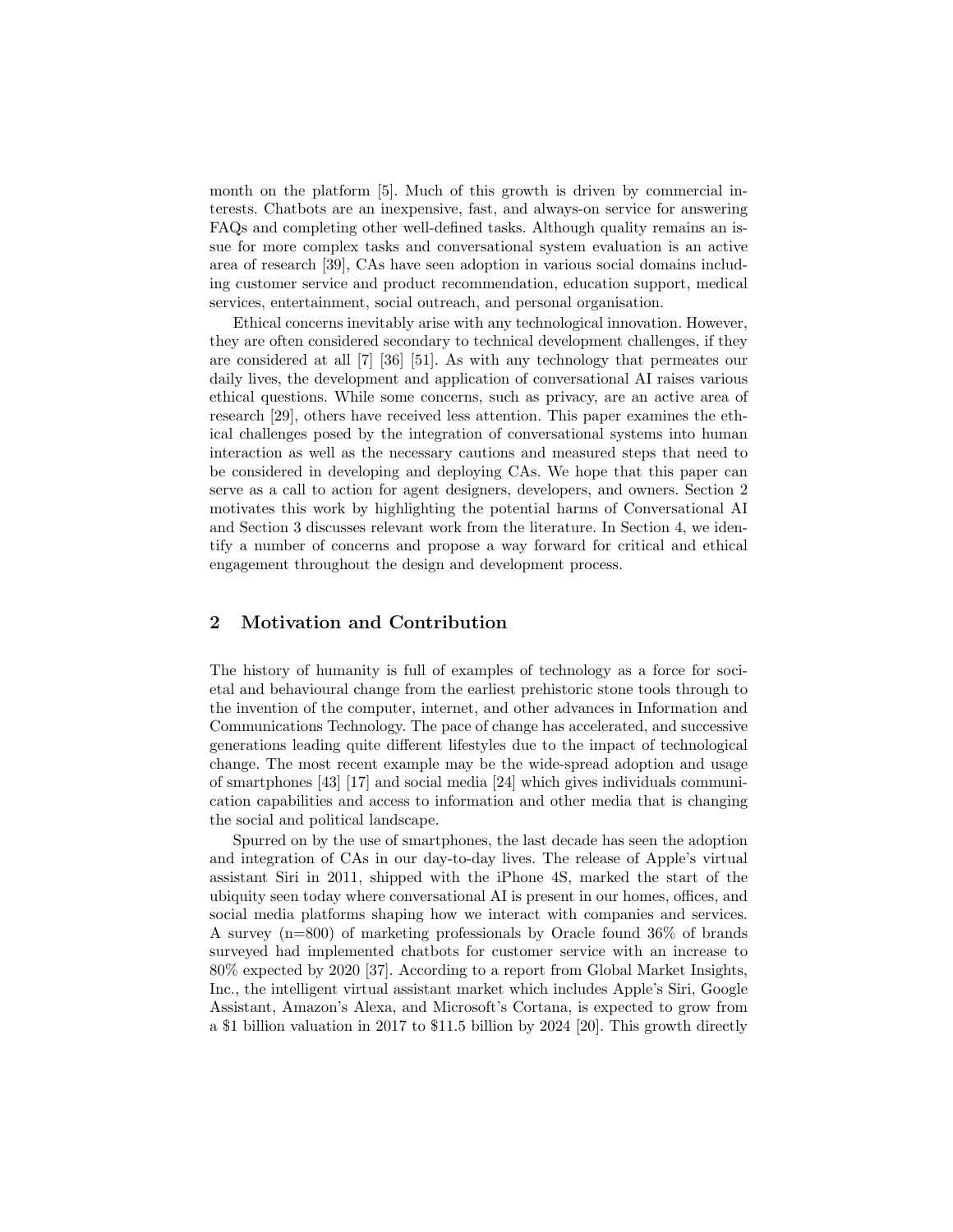month on the platform [5]. Much of this growth is driven by commercial interests. Chatbots are an inexpensive, fast, and always-on service for answering FAQs and completing other well-defined tasks. Although quality remains an issue for more complex tasks and conversational system evaluation is an active area of research [39], CAs have seen adoption in various social domains including customer service and product recommendation, education support, medical services, entertainment, social outreach, and personal organisation.

Ethical concerns inevitably arise with any technological innovation. However, they are often considered secondary to technical development challenges, if they are considered at all [7] [36] [51]. As with any technology that permeates our daily lives, the development and application of conversational AI raises various ethical questions. While some concerns, such as privacy, are an active area of research [29], others have received less attention. This paper examines the ethical challenges posed by the integration of conversational systems into human interaction as well as the necessary cautions and measured steps that need to be considered in developing and deploying CAs. We hope that this paper can serve as a call to action for agent designers, developers, and owners. Section 2 motivates this work by highlighting the potential harms of Conversational AI and Section 3 discusses relevant work from the literature. In Section 4, we identify a number of concerns and propose a way forward for critical and ethical engagement throughout the design and development process.

## 2 Motivation and Contribution

The history of humanity is full of examples of technology as a force for societal and behavioural change from the earliest prehistoric stone tools through to the invention of the computer, internet, and other advances in Information and Communications Technology. The pace of change has accelerated, and successive generations leading quite different lifestyles due to the impact of technological change. The most recent example may be the wide-spread adoption and usage of smartphones [43] [17] and social media [24] which gives individuals communication capabilities and access to information and other media that is changing the social and political landscape.

Spurred on by the use of smartphones, the last decade has seen the adoption and integration of CAs in our day-to-day lives. The release of Apple's virtual assistant Siri in 2011, shipped with the iPhone 4S, marked the start of the ubiquity seen today where conversational AI is present in our homes, offices, and social media platforms shaping how we interact with companies and services. A survey (n=800) of marketing professionals by Oracle found 36% of brands surveyed had implemented chatbots for customer service with an increase to 80% expected by 2020 [37]. According to a report from Global Market Insights, Inc., the intelligent virtual assistant market which includes Apple's Siri, Google Assistant, Amazon's Alexa, and Microsoft's Cortana, is expected to grow from a $1 billion valuation in 2017 to $11.5 billion by 2024 [20]. This growth directly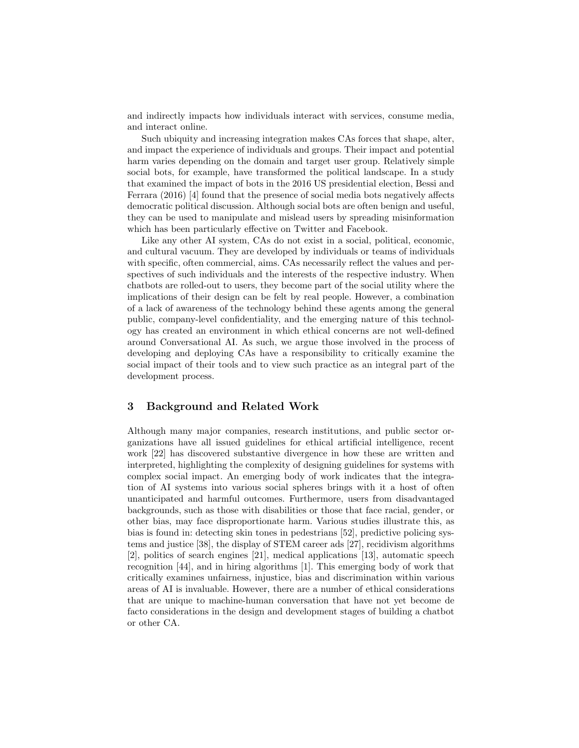and indirectly impacts how individuals interact with services, consume media, and interact online.

Such ubiquity and increasing integration makes CAs forces that shape, alter, and impact the experience of individuals and groups. Their impact and potential harm varies depending on the domain and target user group. Relatively simple social bots, for example, have transformed the political landscape. In a study that examined the impact of bots in the 2016 US presidential election, Bessi and Ferrara (2016) [4] found that the presence of social media bots negatively affects democratic political discussion. Although social bots are often benign and useful, they can be used to manipulate and mislead users by spreading misinformation which has been particularly effective on Twitter and Facebook.

Like any other AI system, CAs do not exist in a social, political, economic, and cultural vacuum. They are developed by individuals or teams of individuals with specific, often commercial, aims. CAs necessarily reflect the values and perspectives of such individuals and the interests of the respective industry. When chatbots are rolled-out to users, they become part of the social utility where the implications of their design can be felt by real people. However, a combination of a lack of awareness of the technology behind these agents among the general public, company-level confidentiality, and the emerging nature of this technology has created an environment in which ethical concerns are not well-defined around Conversational AI. As such, we argue those involved in the process of developing and deploying CAs have a responsibility to critically examine the social impact of their tools and to view such practice as an integral part of the development process.

## 3 Background and Related Work

Although many major companies, research institutions, and public sector organizations have all issued guidelines for ethical artificial intelligence, recent work [22] has discovered substantive divergence in how these are written and interpreted, highlighting the complexity of designing guidelines for systems with complex social impact. An emerging body of work indicates that the integration of AI systems into various social spheres brings with it a host of often unanticipated and harmful outcomes. Furthermore, users from disadvantaged backgrounds, such as those with disabilities or those that face racial, gender, or other bias, may face disproportionate harm. Various studies illustrate this, as bias is found in: detecting skin tones in pedestrians [52], predictive policing systems and justice [38], the display of STEM career ads [27], recidivism algorithms [2], politics of search engines [21], medical applications [13], automatic speech recognition [44], and in hiring algorithms [1]. This emerging body of work that critically examines unfairness, injustice, bias and discrimination within various areas of AI is invaluable. However, there are a number of ethical considerations that are unique to machine-human conversation that have not yet become de facto considerations in the design and development stages of building a chatbot or other CA.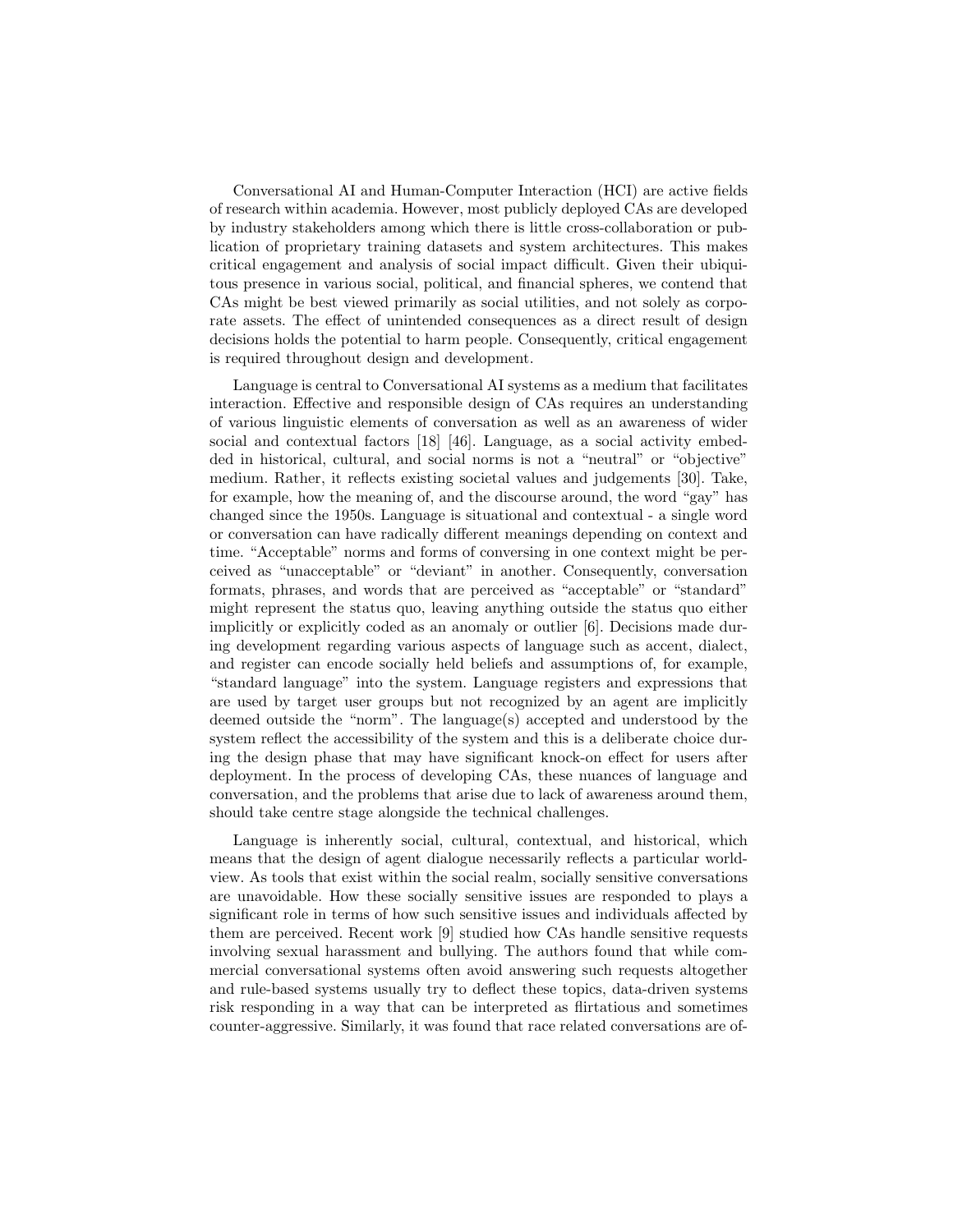Conversational AI and Human-Computer Interaction (HCI) are active fields of research within academia. However, most publicly deployed CAs are developed by industry stakeholders among which there is little cross-collaboration or publication of proprietary training datasets and system architectures. This makes critical engagement and analysis of social impact difficult. Given their ubiquitous presence in various social, political, and financial spheres, we contend that CAs might be best viewed primarily as social utilities, and not solely as corporate assets. The effect of unintended consequences as a direct result of design decisions holds the potential to harm people. Consequently, critical engagement is required throughout design and development.

Language is central to Conversational AI systems as a medium that facilitates interaction. Effective and responsible design of CAs requires an understanding of various linguistic elements of conversation as well as an awareness of wider social and contextual factors [18] [46]. Language, as a social activity embedded in historical, cultural, and social norms is not a "neutral" or "objective" medium. Rather, it reflects existing societal values and judgements [30]. Take, for example, how the meaning of, and the discourse around, the word "gay" has changed since the 1950s. Language is situational and contextual - a single word or conversation can have radically different meanings depending on context and time. "Acceptable" norms and forms of conversing in one context might be perceived as "unacceptable" or "deviant" in another. Consequently, conversation formats, phrases, and words that are perceived as "acceptable" or "standard" might represent the status quo, leaving anything outside the status quo either implicitly or explicitly coded as an anomaly or outlier [6]. Decisions made during development regarding various aspects of language such as accent, dialect, and register can encode socially held beliefs and assumptions of, for example, "standard language" into the system. Language registers and expressions that are used by target user groups but not recognized by an agent are implicitly deemed outside the "norm". The language(s) accepted and understood by the system reflect the accessibility of the system and this is a deliberate choice during the design phase that may have significant knock-on effect for users after deployment. In the process of developing CAs, these nuances of language and conversation, and the problems that arise due to lack of awareness around them, should take centre stage alongside the technical challenges.

Language is inherently social, cultural, contextual, and historical, which means that the design of agent dialogue necessarily reflects a particular worldview. As tools that exist within the social realm, socially sensitive conversations are unavoidable. How these socially sensitive issues are responded to plays a significant role in terms of how such sensitive issues and individuals affected by them are perceived. Recent work [9] studied how CAs handle sensitive requests involving sexual harassment and bullying. The authors found that while commercial conversational systems often avoid answering such requests altogether and rule-based systems usually try to deflect these topics, data-driven systems risk responding in a way that can be interpreted as flirtatious and sometimes counter-aggressive. Similarly, it was found that race related conversations are of-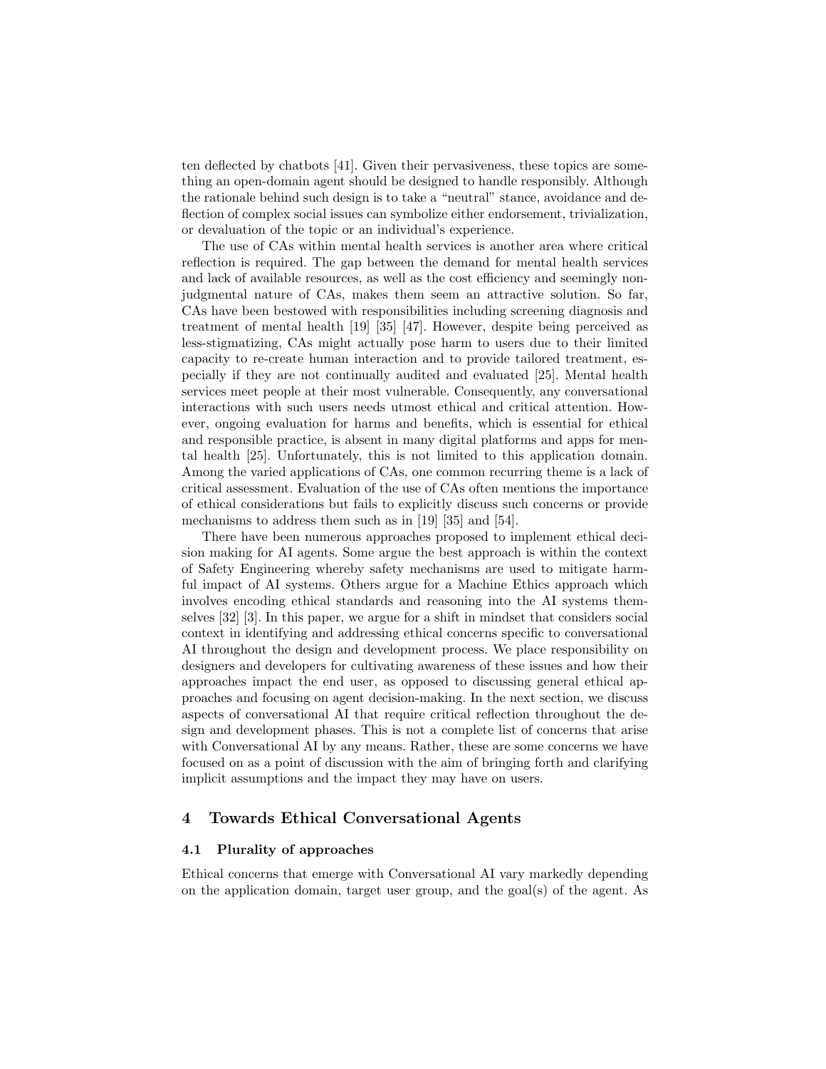ten deflected by chatbots [41]. Given their pervasiveness, these topics are something an open-domain agent should be designed to handle responsibly. Although the rationale behind such design is to take a "neutral" stance, avoidance and deflection of complex social issues can symbolize either endorsement, trivialization, or devaluation of the topic or an individual's experience.

The use of CAs within mental health services is another area where critical reflection is required. The gap between the demand for mental health services and lack of available resources, as well as the cost efficiency and seemingly non-judgmental nature of CAs, makes them seem an attractive solution. So far, CAs have been bestowed with responsibilities including screening diagnosis and treatment of mental health [19] [35] [47]. However, despite being perceived as less-stigmatizing, CAs might actually pose harm to users due to their limited capacity to re-create human interaction and to provide tailored treatment, especially if they are not continually audited and evaluated [25]. Mental health services meet people at their most vulnerable. Consequently, any conversational interactions with such users needs utmost ethical and critical attention. However, ongoing evaluation for harms and benefits, which is essential for ethical and responsible practice, is absent in many digital platforms and apps for mental health [25]. Unfortunately, this is not limited to this application domain. Among the varied applications of CAs, one common recurring theme is a lack of critical assessment. Evaluation of the use of CAs often mentions the importance of ethical considerations but fails to explicitly discuss such concerns or provide mechanisms to address them such as in [19] [35] and [54].

There have been numerous approaches proposed to implement ethical decision making for AI agents. Some argue the best approach is within the context of Safety Engineering whereby safety mechanisms are used to mitigate harmful impact of AI systems. Others argue for a Machine Ethics approach which involves encoding ethical standards and reasoning into the AI systems themselves [32] [3]. In this paper, we argue for a shift in mindset that considers social context in identifying and addressing ethical concerns specific to conversational AI throughout the design and development process. We place responsibility on designers and developers for cultivating awareness of these issues and how their approaches impact the end user, as opposed to discussing general ethical approaches and focusing on agent decision-making. In the next section, we discuss aspects of conversational AI that require critical reflection throughout the design and development phases. This is not a complete list of concerns that arise with Conversational AI by any means. Rather, these are some concerns we have focused on as a point of discussion with the aim of bringing forth and clarifying implicit assumptions and the impact they may have on users.

## 4 Towards Ethical Conversational Agents

### 4.1 Plurality of approaches

Ethical concerns that emerge with Conversational AI vary markedly depending on the application domain, target user group, and the goal(s) of the agent. As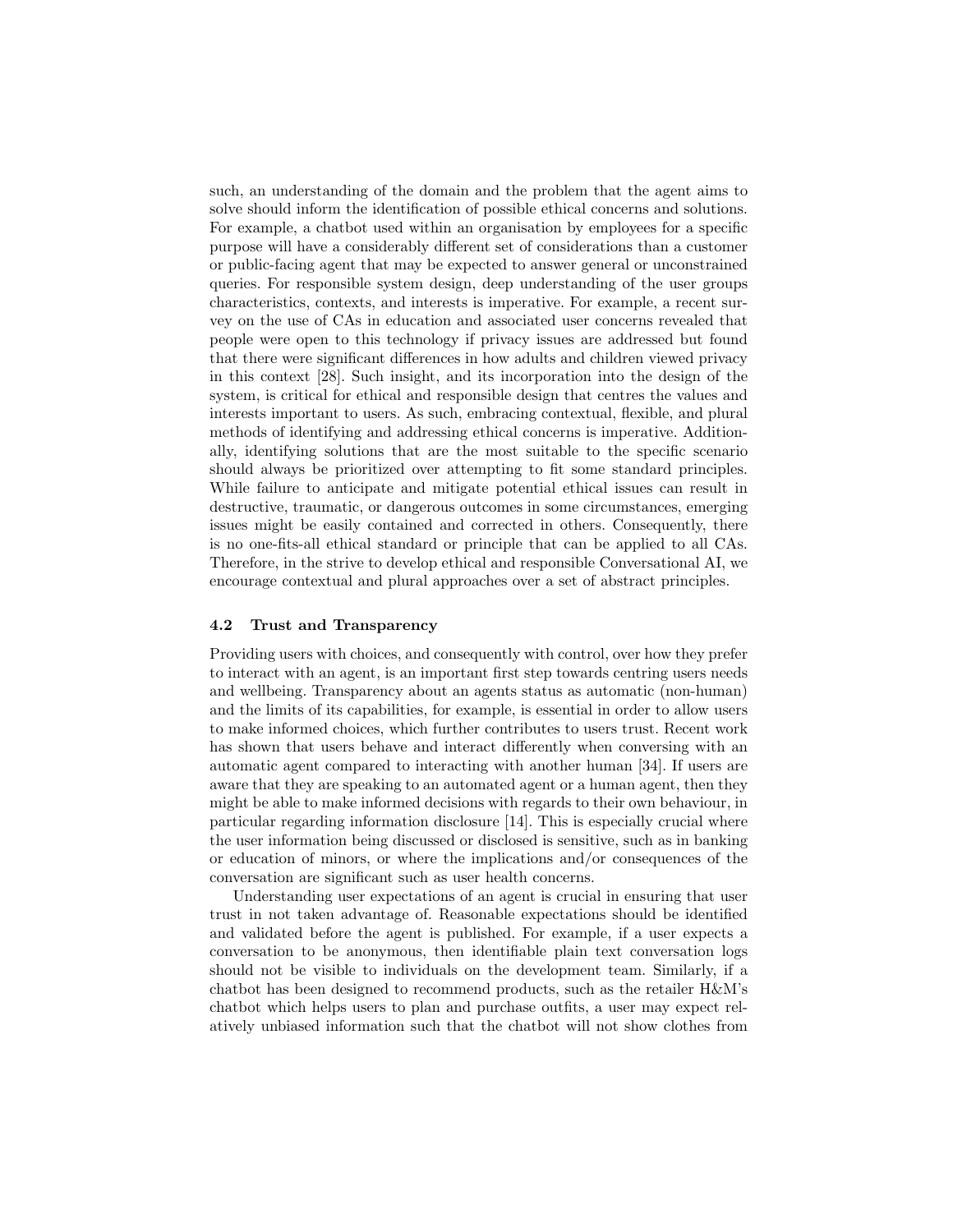such, an understanding of the domain and the problem that the agent aims to solve should inform the identification of possible ethical concerns and solutions. For example, a chatbot used within an organisation by employees for a specific purpose will have a considerably different set of considerations than a customer or public-facing agent that may be expected to answer general or unconstrained queries. For responsible system design, deep understanding of the user groups characteristics, contexts, and interests is imperative. For example, a recent survey on the use of CAs in education and associated user concerns revealed that people were open to this technology if privacy issues are addressed but found that there were significant differences in how adults and children viewed privacy in this context [28]. Such insight, and its incorporation into the design of the system, is critical for ethical and responsible design that centres the values and interests important to users. As such, embracing contextual, flexible, and plural methods of identifying and addressing ethical concerns is imperative. Additionally, identifying solutions that are the most suitable to the specific scenario should always be prioritized over attempting to fit some standard principles. While failure to anticipate and mitigate potential ethical issues can result in destructive, traumatic, or dangerous outcomes in some circumstances, emerging issues might be easily contained and corrected in others. Consequently, there is no one-fits-all ethical standard or principle that can be applied to all CAs. Therefore, in the strive to develop ethical and responsible Conversational AI, we encourage contextual and plural approaches over a set of abstract principles.

### 4.2 Trust and Transparency

Providing users with choices, and consequently with control, over how they prefer to interact with an agent, is an important first step towards centring users needs and wellbeing. Transparency about an agents status as automatic (non-human) and the limits of its capabilities, for example, is essential in order to allow users to make informed choices, which further contributes to users trust. Recent work has shown that users behave and interact differently when conversing with an automatic agent compared to interacting with another human [34]. If users are aware that they are speaking to an automated agent or a human agent, then they might be able to make informed decisions with regards to their own behaviour, in particular regarding information disclosure [14]. This is especially crucial where the user information being discussed or disclosed is sensitive, such as in banking or education of minors, or where the implications and/or consequences of the conversation are significant such as user health concerns.

Understanding user expectations of an agent is crucial in ensuring that user trust in not taken advantage of. Reasonable expectations should be identified and validated before the agent is published. For example, if a user expects a conversation to be anonymous, then identifiable plain text conversation logs should not be visible to individuals on the development team. Similarly, if a chatbot has been designed to recommend products, such as the retailer H&M's chatbot which helps users to plan and purchase outfits, a user may expect relatively unbiased information such that the chatbot will not show clothes from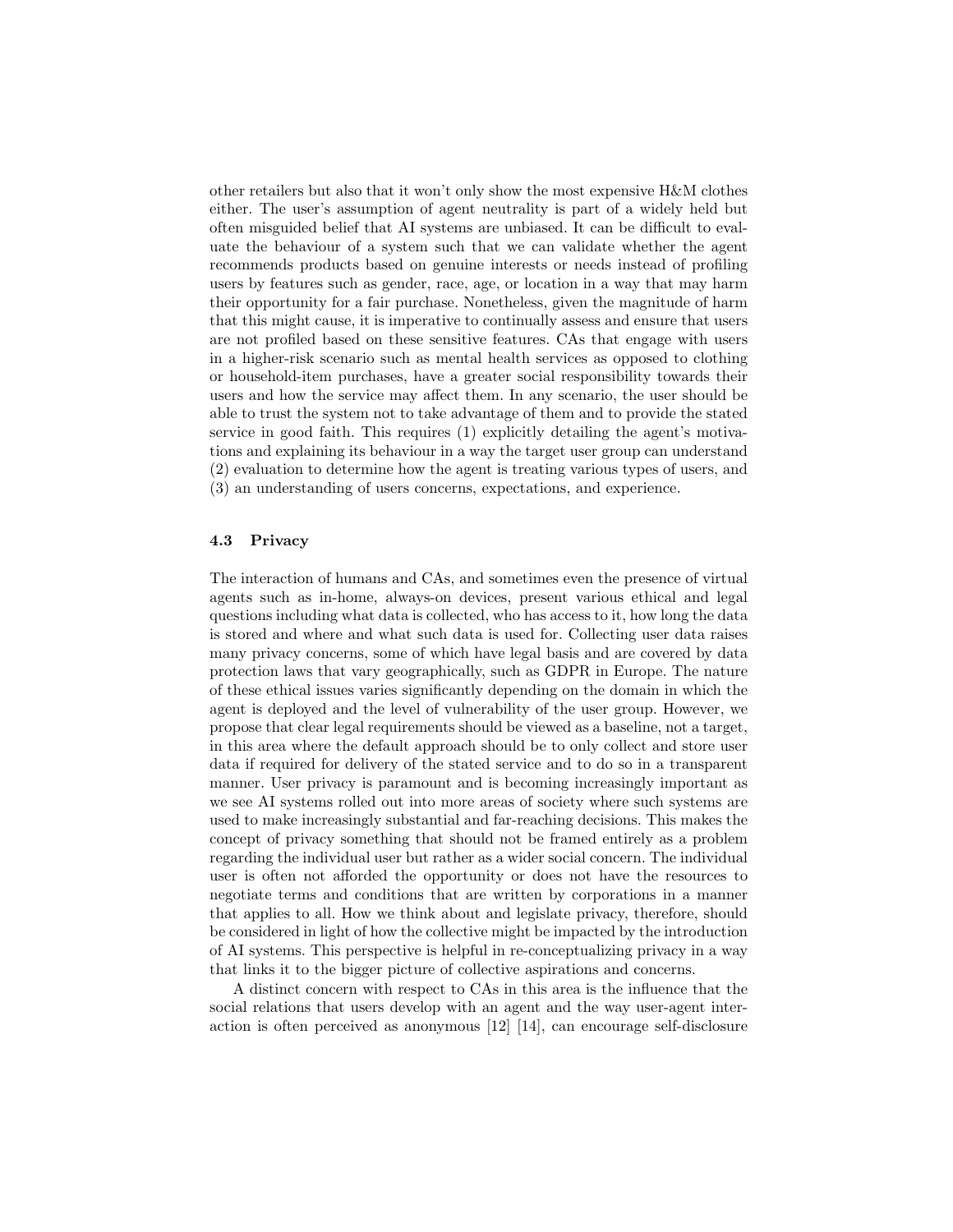other retailers but also that it won't only show the most expensive H&M clothes either. The user's assumption of agent neutrality is part of a widely held but often misguided belief that AI systems are unbiased. It can be difficult to evaluate the behaviour of a system such that we can validate whether the agent recommends products based on genuine interests or needs instead of profiling users by features such as gender, race, age, or location in a way that may harm their opportunity for a fair purchase. Nonetheless, given the magnitude of harm that this might cause, it is imperative to continually assess and ensure that users are not profiled based on these sensitive features. CAs that engage with users in a higher-risk scenario such as mental health services as opposed to clothing or household-item purchases, have a greater social responsibility towards their users and how the service may affect them. In any scenario, the user should be able to trust the system not to take advantage of them and to provide the stated service in good faith. This requires (1) explicitly detailing the agent's motivations and explaining its behaviour in a way the target user group can understand (2) evaluation to determine how the agent is treating various types of users, and (3) an understanding of users concerns, expectations, and experience.

### 4.3 Privacy

The interaction of humans and CAs, and sometimes even the presence of virtual agents such as in-home, always-on devices, present various ethical and legal questions including what data is collected, who has access to it, how long the data is stored and where and what such data is used for. Collecting user data raises many privacy concerns, some of which have legal basis and are covered by data protection laws that vary geographically, such as GDPR in Europe. The nature of these ethical issues varies significantly depending on the domain in which the agent is deployed and the level of vulnerability of the user group. However, we propose that clear legal requirements should be viewed as a baseline, not a target, in this area where the default approach should be to only collect and store user data if required for delivery of the stated service and to do so in a transparent manner. User privacy is paramount and is becoming increasingly important as we see AI systems rolled out into more areas of society where such systems are used to make increasingly substantial and far-reaching decisions. This makes the concept of privacy something that should not be framed entirely as a problem regarding the individual user but rather as a wider social concern. The individual user is often not afforded the opportunity or does not have the resources to negotiate terms and conditions that are written by corporations in a manner that applies to all. How we think about and legislate privacy, therefore, should be considered in light of how the collective might be impacted by the introduction of AI systems. This perspective is helpful in re-conceptualizing privacy in a way that links it to the bigger picture of collective aspirations and concerns.

A distinct concern with respect to CAs in this area is the influence that the social relations that users develop with an agent and the way user-agent interaction is often perceived as anonymous [12] [14], can encourage self-disclosure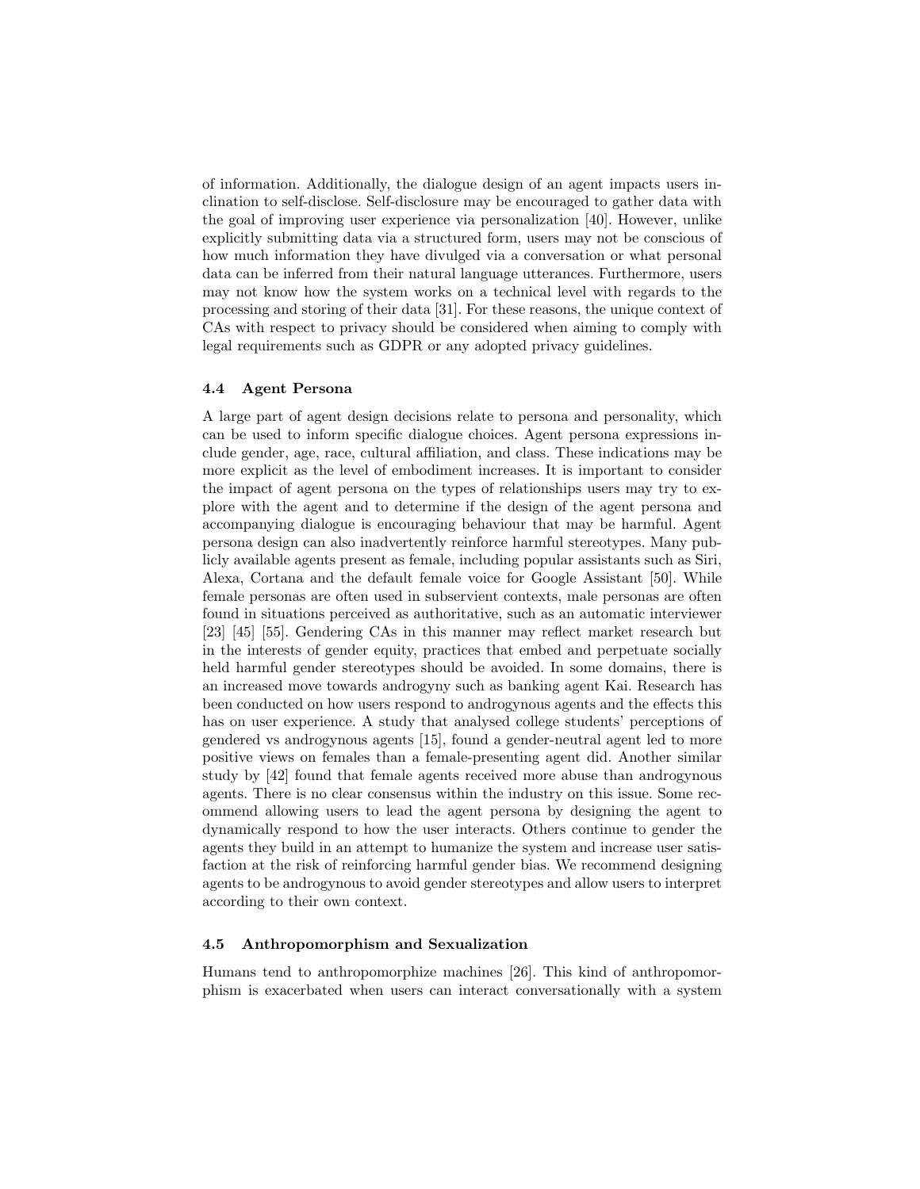of information. Additionally, the dialogue design of an agent impacts users inclination to self-disclose. Self-disclosure may be encouraged to gather data with the goal of improving user experience via personalization [40]. However, unlike explicitly submitting data via a structured form, users may not be conscious of how much information they have divulged via a conversation or what personal data can be inferred from their natural language utterances. Furthermore, users may not know how the system works on a technical level with regards to the processing and storing of their data [31]. For these reasons, the unique context of CAs with respect to privacy should be considered when aiming to comply with legal requirements such as GDPR or any adopted privacy guidelines.

### 4.4 Agent Persona

A large part of agent design decisions relate to persona and personality, which can be used to inform specific dialogue choices. Agent persona expressions include gender, age, race, cultural affiliation, and class. These indications may be more explicit as the level of embodiment increases. It is important to consider the impact of agent persona on the types of relationships users may try to explore with the agent and to determine if the design of the agent persona and accompanying dialogue is encouraging behaviour that may be harmful. Agent persona design can also inadvertently reinforce harmful stereotypes. Many publicly available agents present as female, including popular assistants such as Siri, Alexa, Cortana and the default female voice for Google Assistant [50]. While female personas are often used in subservient contexts, male personas are often found in situations perceived as authoritative, such as an automatic interviewer [23] [45] [55]. Gendering CAs in this manner may reflect market research but in the interests of gender equity, practices that embed and perpetuate socially held harmful gender stereotypes should be avoided. In some domains, there is an increased move towards androgyny such as banking agent Kai. Research has been conducted on how users respond to androgynous agents and the effects this has on user experience. A study that analysed college students' perceptions of gendered vs androgynous agents [15], found a gender-neutral agent led to more positive views on females than a female-presenting agent did. Another similar study by [42] found that female agents received more abuse than androgynous agents. There is no clear consensus within the industry on this issue. Some recommend allowing users to lead the agent persona by designing the agent to dynamically respond to how the user interacts. Others continue to gender the agents they build in an attempt to humanize the system and increase user satisfaction at the risk of reinforcing harmful gender bias. We recommend designing agents to be androgynous to avoid gender stereotypes and allow users to interpret according to their own context.

### 4.5 Anthropomorphism and Sexualization

Humans tend to anthropomorphize machines [26]. This kind of anthropomorphism is exacerbated when users can interact conversationally with a system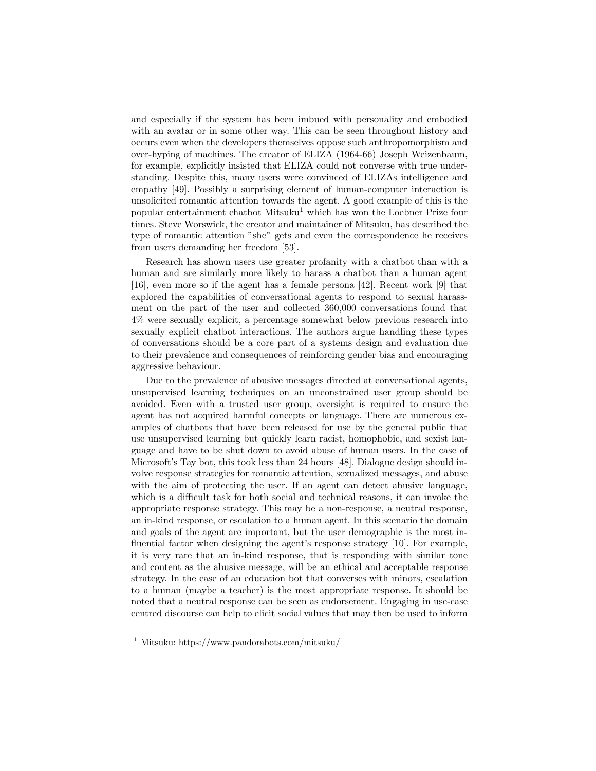and especially if the system has been imbued with personality and embodied with an avatar or in some other way. This can be seen throughout history and occurs even when the developers themselves oppose such anthropomorphism and over-hyping of machines. The creator of ELIZA (1964-66) Joseph Weizenbaum, for example, explicitly insisted that ELIZA could not converse with true understanding. Despite this, many users were convinced of ELIZAs intelligence and empathy [49]. Possibly a surprising element of human-computer interaction is unsolicited romantic attention towards the agent. A good example of this is the popular entertainment chatbot Mitsuku[1] which has won the Loebner Prize four times. Steve Worswick, the creator and maintainer of Mitsuku, has described the type of romantic attention "she" gets and even the correspondence he receives from users demanding her freedom [53].

Research has shown users use greater profanity with a chatbot than with a human and are similarly more likely to harass a chatbot than a human agent [16], even more so if the agent has a female persona [42]. Recent work [9] that explored the capabilities of conversational agents to respond to sexual harassment on the part of the user and collected 360,000 conversations found that 4% were sexually explicit, a percentage somewhat below previous research into sexually explicit chatbot interactions. The authors argue handling these types of conversations should be a core part of a systems design and evaluation due to their prevalence and consequences of reinforcing gender bias and encouraging aggressive behaviour.

Due to the prevalence of abusive messages directed at conversational agents, unsupervised learning techniques on an unconstrained user group should be avoided. Even with a trusted user group, oversight is required to ensure the agent has not acquired harmful concepts or language. There are numerous examples of chatbots that have been released for use by the general public that use unsupervised learning but quickly learn racist, homophobic, and sexist language and have to be shut down to avoid abuse of human users. In the case of Microsoft's Tay bot, this took less than 24 hours [48]. Dialogue design should involve response strategies for romantic attention, sexualized messages, and abuse with the aim of protecting the user. If an agent can detect abusive language, which is a difficult task for both social and technical reasons, it can invoke the appropriate response strategy. This may be a non-response, a neutral response, an in-kind response, or escalation to a human agent. In this scenario the domain and goals of the agent are important, but the user demographic is the most influential factor when designing the agent's response strategy [10]. For example, it is very rare that an in-kind response, that is responding with similar tone and content as the abusive message, will be an ethical and acceptable response strategy. In the case of an education bot that converses with minors, escalation to a human (maybe a teacher) is the most appropriate response. It should be noted that a neutral response can be seen as endorsement. Engaging in use-case centred discourse can help to elicit social values that may then be used to inform

[1] Mitsuku: https://www.pandorabots.com/mitsuku/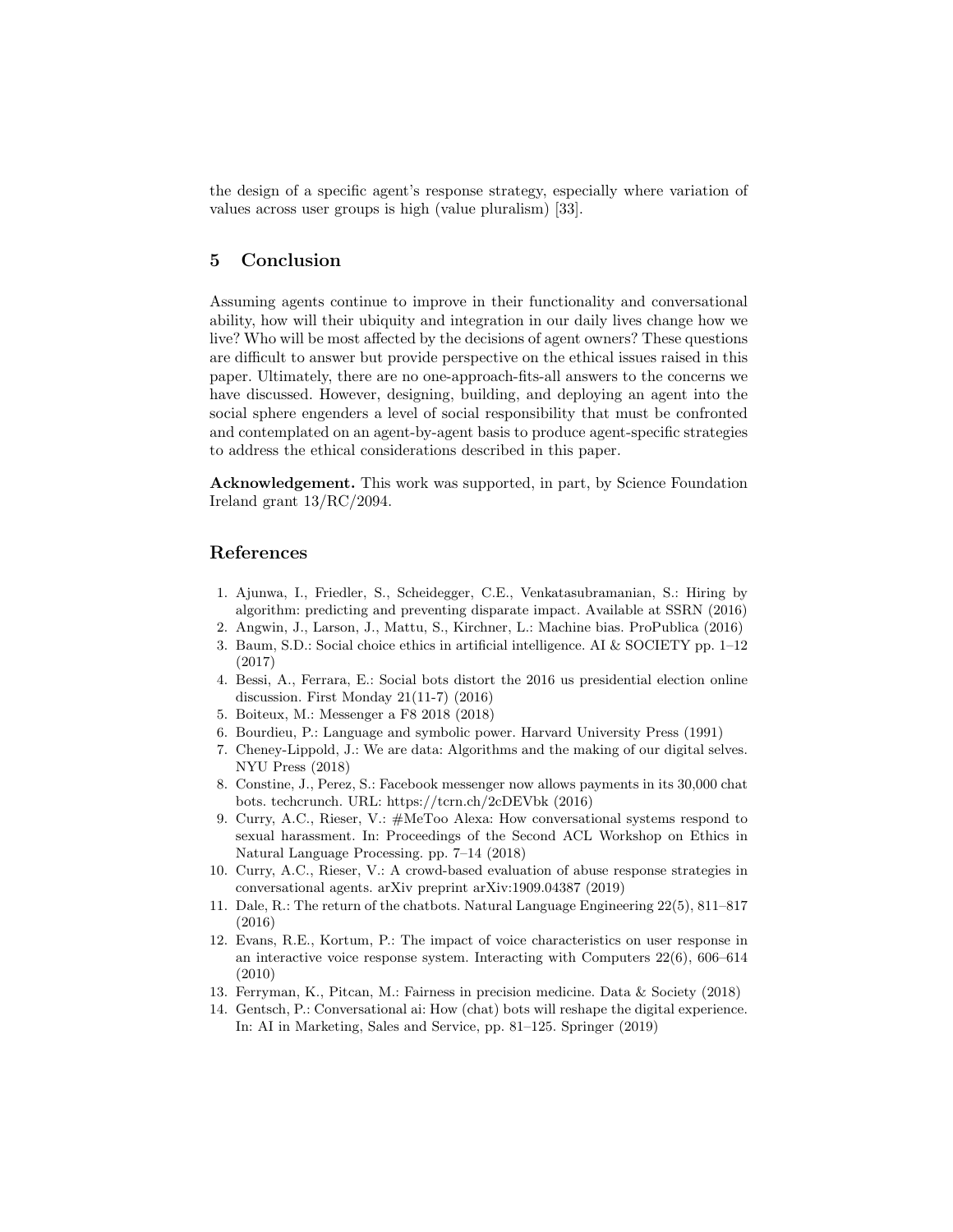the design of a specific agent's response strategy, especially where variation of values across user groups is high (value pluralism) [33].

## 5 Conclusion

Assuming agents continue to improve in their functionality and conversational ability, how will their ubiquity and integration in our daily lives change how we live? Who will be most affected by the decisions of agent owners? These questions are difficult to answer but provide perspective on the ethical issues raised in this paper. Ultimately, there are no one-approach-fits-all answers to the concerns we have discussed. However, designing, building, and deploying an agent into the social sphere engenders a level of social responsibility that must be confronted and contemplated on an agent-by-agent basis to produce agent-specific strategies to address the ethical considerations described in this paper.

**Acknowledgement.** This work was supported, in part, by Science Foundation Ireland grant 13/RC/2094.

## References

1. Ajunwa, I., Friedler, S., Scheidegger, C.E., Venkatasubramanian, S.: Hiring by algorithm: predicting and preventing disparate impact. Available at SSRN (2016)
2. Angwin, J., Larson, J., Mattu, S., Kirchner, L.: Machine bias. ProPublica (2016)
3. Baum, S.D.: Social choice ethics in artificial intelligence. AI & SOCIETY pp. 1–12 (2017)
4. Bessi, A., Ferrara, E.: Social bots distort the 2016 us presidential election online discussion. First Monday 21(11-7) (2016)
5. Boiteux, M.: Messenger a F8 2018 (2018)
6. Bourdieu, P.: Language and symbolic power. Harvard University Press (1991)
7. Cheney-Lippold, J.: We are data: Algorithms and the making of our digital selves. NYU Press (2018)
8. Constine, J., Perez, S.: Facebook messenger now allows payments in its 30,000 chat bots. techcrunch. URL: https://tcrn.ch/2cDEVbk (2016)
9. Curry, A.C., Rieser, V.: #MeToo Alexa: How conversational systems respond to sexual harassment. In: Proceedings of the Second ACL Workshop on Ethics in Natural Language Processing. pp. 7–14 (2018)
10. Curry, A.C., Rieser, V.: A crowd-based evaluation of abuse response strategies in conversational agents. arXiv preprint arXiv:1909.04387 (2019)
11. Dale, R.: The return of the chatbots. Natural Language Engineering 22(5), 811–817 (2016)
12. Evans, R.E., Kortum, P.: The impact of voice characteristics on user response in an interactive voice response system. Interacting with Computers 22(6), 606–614 (2010)
13. Ferryman, K., Pitcan, M.: Fairness in precision medicine. Data & Society (2018)
14. Gentsch, P.: Conversational ai: How (chat) bots will reshape the digital experience. In: AI in Marketing, Sales and Service, pp. 81–125. Springer (2019)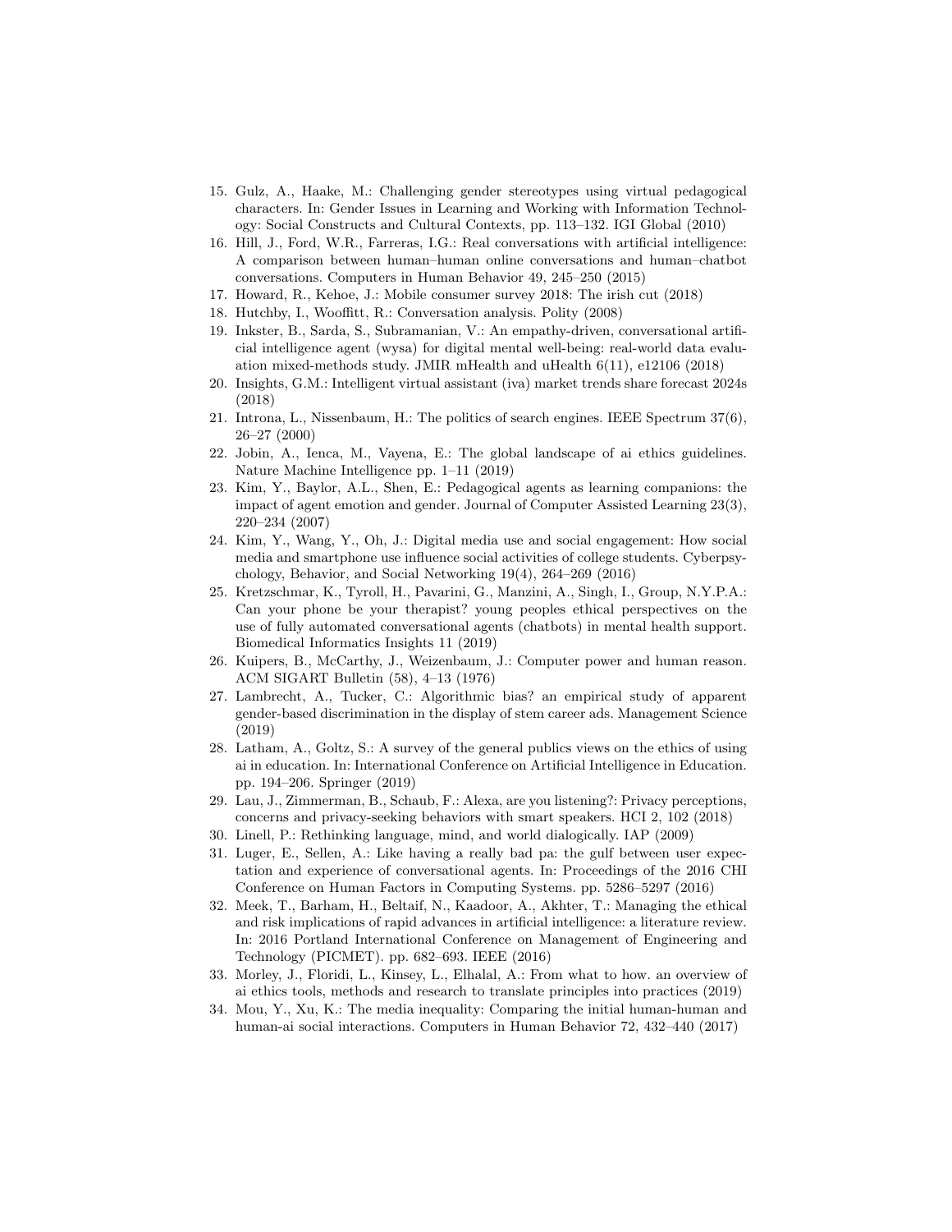15. Gulz, A., Haake, M.: Challenging gender stereotypes using virtual pedagogical characters. In: Gender Issues in Learning and Working with Information Technology: Social Constructs and Cultural Contexts, pp. 113–132. IGI Global (2010)
16. Hill, J., Ford, W.R., Farreras, I.G.: Real conversations with artificial intelligence: A comparison between human–human online conversations and human–chatbot conversations. Computers in Human Behavior 49, 245–250 (2015)
17. Howard, R., Kehoe, J.: Mobile consumer survey 2018: The irish cut (2018)
18. Hutchby, I., Wooffitt, R.: Conversation analysis. Polity (2008)
19. Inkster, B., Sarda, S., Subramanian, V.: An empathy-driven, conversational artificial intelligence agent (wysa) for digital mental well-being: real-world data evaluation mixed-methods study. JMIR mHealth and uHealth 6(11), e12106 (2018)
20. Insights, G.M.: Intelligent virtual assistant (iva) market trends share forecast 2024s (2018)
21. Introna, L., Nissenbaum, H.: The politics of search engines. IEEE Spectrum 37(6), 26–27 (2000)
22. Jobin, A., Ienca, M., Vayena, E.: The global landscape of ai ethics guidelines. Nature Machine Intelligence pp. 1–11 (2019)
23. Kim, Y., Baylor, A.L., Shen, E.: Pedagogical agents as learning companions: the impact of agent emotion and gender. Journal of Computer Assisted Learning 23(3), 220–234 (2007)
24. Kim, Y., Wang, Y., Oh, J.: Digital media use and social engagement: How social media and smartphone use influence social activities of college students. Cyberpsychology, Behavior, and Social Networking 19(4), 264–269 (2016)
25. Kretzschmar, K., Tyroll, H., Pavarini, G., Manzini, A., Singh, I., Group, N.Y.P.A.: Can your phone be your therapist? young peoples ethical perspectives on the use of fully automated conversational agents (chatbots) in mental health support. Biomedical Informatics Insights 11 (2019)
26. Kuipers, B., McCarthy, J., Weizenbaum, J.: Computer power and human reason. ACM SIGART Bulletin (58), 4–13 (1976)
27. Lambrecht, A., Tucker, C.: Algorithmic bias? an empirical study of apparent gender-based discrimination in the display of stem career ads. Management Science (2019)
28. Latham, A., Goltz, S.: A survey of the general publics views on the ethics of using ai in education. In: International Conference on Artificial Intelligence in Education. pp. 194–206. Springer (2019)
29. Lau, J., Zimmerman, B., Schaub, F.: Alexa, are you listening?: Privacy perceptions, concerns and privacy-seeking behaviors with smart speakers. HCI 2, 102 (2018)
30. Linell, P.: Rethinking language, mind, and world dialogically. IAP (2009)
31. Luger, E., Sellen, A.: Like having a really bad pa: the gulf between user expectation and experience of conversational agents. In: Proceedings of the 2016 CHI Conference on Human Factors in Computing Systems. pp. 5286–5297 (2016)
32. Meek, T., Barham, H., Beltaif, N., Kaadoor, A., Akhter, T.: Managing the ethical and risk implications of rapid advances in artificial intelligence: a literature review. In: 2016 Portland International Conference on Management of Engineering and Technology (PICMET). pp. 682–693. IEEE (2016)
33. Morley, J., Floridi, L., Kinsey, L., Elhalal, A.: From what to how. an overview of ai ethics tools, methods and research to translate principles into practices (2019)
34. Mou, Y., Xu, K.: The media inequality: Comparing the initial human-human and human-ai social interactions. Computers in Human Behavior 72, 432–440 (2017)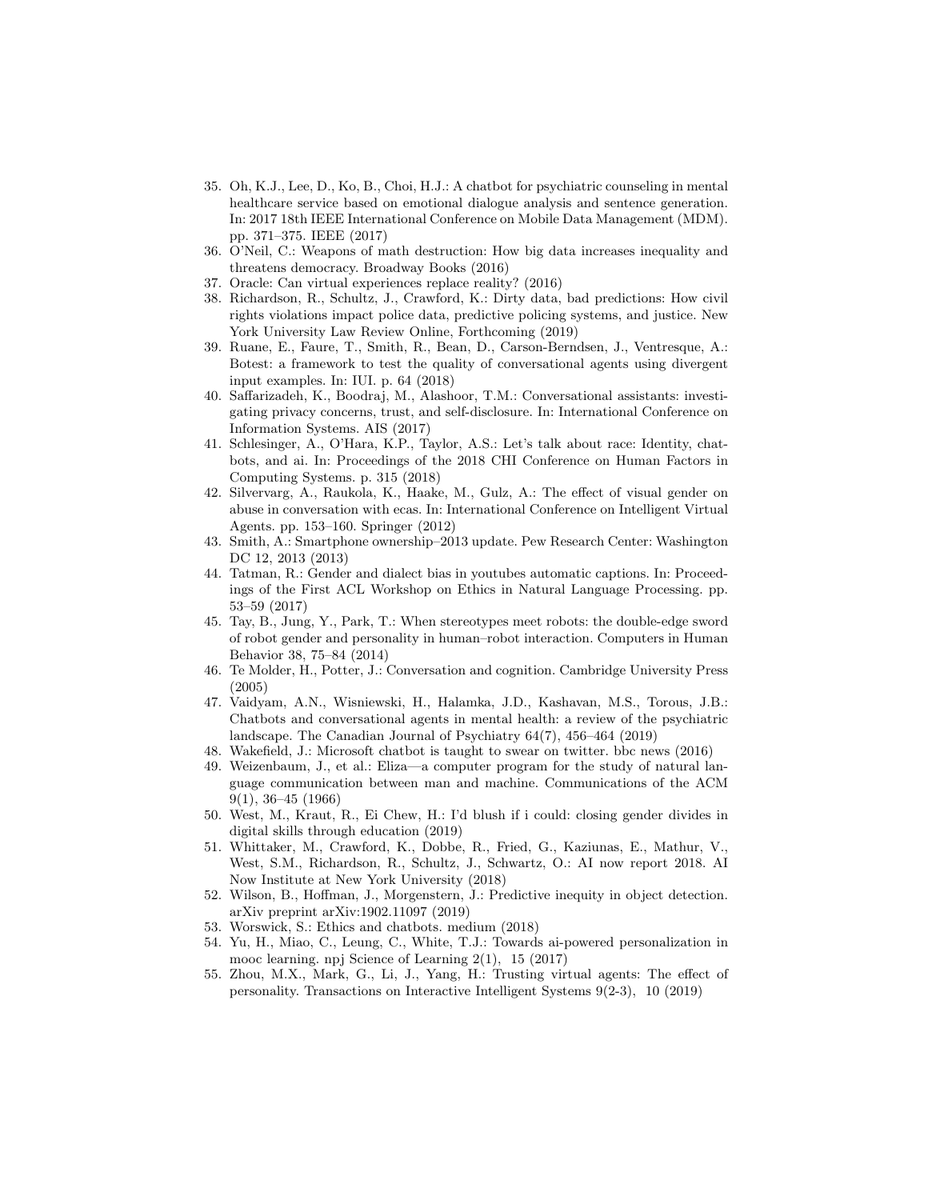35. Oh, K.J., Lee, D., Ko, B., Choi, H.J.: A chatbot for psychiatric counseling in mental healthcare service based on emotional dialogue analysis and sentence generation. In: 2017 18th IEEE International Conference on Mobile Data Management (MDM). pp. 371–375. IEEE (2017)
36. O'Neil, C.: Weapons of math destruction: How big data increases inequality and threatens democracy. Broadway Books (2016)
37. Oracle: Can virtual experiences replace reality? (2016)
38. Richardson, R., Schultz, J., Crawford, K.: Dirty data, bad predictions: How civil rights violations impact police data, predictive policing systems, and justice. New York University Law Review Online, Forthcoming (2019)
39. Ruane, E., Faure, T., Smith, R., Bean, D., Carson-Berndsen, J., Ventresque, A.: Botest: a framework to test the quality of conversational agents using divergent input examples. In: IUI. p. 64 (2018)
40. Saffarizadeh, K., Boodraj, M., Alashoor, T.M.: Conversational assistants: investigating privacy concerns, trust, and self-disclosure. In: International Conference on Information Systems. AIS (2017)
41. Schlesinger, A., O'Hara, K.P., Taylor, A.S.: Let's talk about race: Identity, chatbots, and ai. In: Proceedings of the 2018 CHI Conference on Human Factors in Computing Systems. p. 315 (2018)
42. Silvervarg, A., Raukola, K., Haake, M., Gulz, A.: The effect of visual gender on abuse in conversation with ecas. In: International Conference on Intelligent Virtual Agents. pp. 153–160. Springer (2012)
43. Smith, A.: Smartphone ownership–2013 update. Pew Research Center: Washington DC 12, 2013 (2013)
44. Tatman, R.: Gender and dialect bias in youtubes automatic captions. In: Proceedings of the First ACL Workshop on Ethics in Natural Language Processing. pp. 53–59 (2017)
45. Tay, B., Jung, Y., Park, T.: When stereotypes meet robots: the double-edge sword of robot gender and personality in human–robot interaction. Computers in Human Behavior 38, 75–84 (2014)
46. Te Molder, H., Potter, J.: Conversation and cognition. Cambridge University Press (2005)
47. Vaidyam, A.N., Wisniewski, H., Halamka, J.D., Kashavan, M.S., Torous, J.B.: Chatbots and conversational agents in mental health: a review of the psychiatric landscape. The Canadian Journal of Psychiatry 64(7), 456–464 (2019)
48. Wakefield, J.: Microsoft chatbot is taught to swear on twitter. bbc news (2016)
49. Weizenbaum, J., et al.: Eliza—a computer program for the study of natural language communication between man and machine. Communications of the ACM 9(1), 36–45 (1966)
50. West, M., Kraut, R., Ei Chew, H.: I'd blush if i could: closing gender divides in digital skills through education (2019)
51. Whittaker, M., Crawford, K., Dobbe, R., Fried, G., Kaziunas, E., Mathur, V., West, S.M., Richardson, R., Schultz, J., Schwartz, O.: AI now report 2018. AI Now Institute at New York University (2018)
52. Wilson, B., Hoffman, J., Morgenstern, J.: Predictive inequity in object detection. arXiv preprint arXiv:1902.11097 (2019)
53. Worswick, S.: Ethics and chatbots. medium (2018)
54. Yu, H., Miao, C., Leung, C., White, T.J.: Towards ai-powered personalization in mooc learning. npj Science of Learning 2(1), 15 (2017)
55. Zhou, M.X., Mark, G., Li, J., Yang, H.: Trusting virtual agents: The effect of personality. Transactions on Interactive Intelligent Systems 9(2-3), 10 (2019)